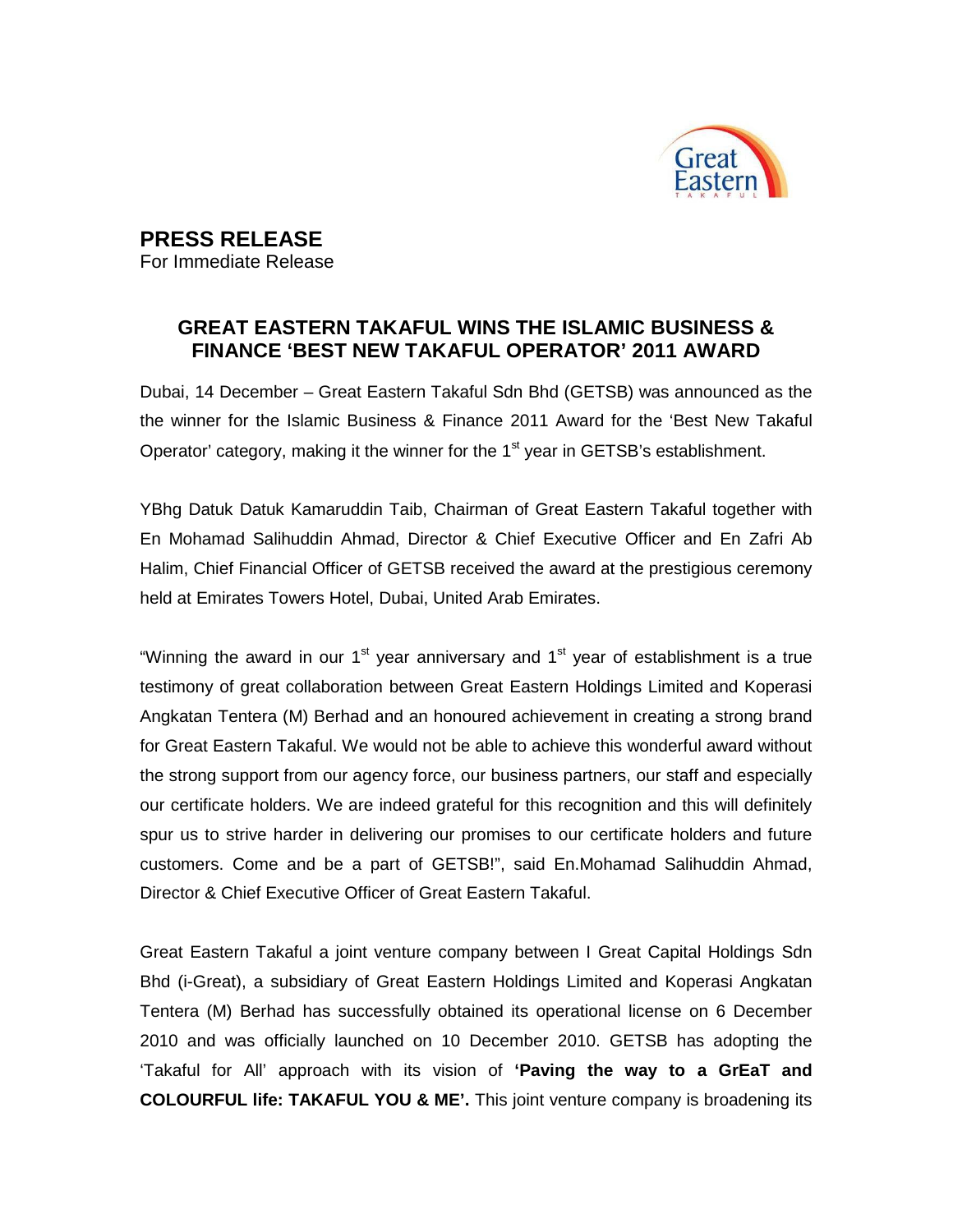# PRESS RELEASE

For Immediate Release

## GREAT EASTERN TAKAFUL WINS THE ISLAMIC BUSINESS & FINANCE 'BEST NEW TAKAFUL OPERATOR' 2011 AWARD

Dubai, 14 December – Great Eastern Takaful Sdn Bhd (GETSB) was announced as the the winner for the Islamic Business & Finance 2011 Award for the 'Best New Takaful Operator' category, making it the winner for the 1st year in GETSB's establishment.

YBhg Datuk Datuk Kamaruddin Taib, Chairman of Great Eastern Takaful together with En Mohamad Salihuddin Ahmad, Director & Chief Executive Officer and En Zafri Ab Halim, Chief Financial Officer of GETSB received the award at the prestigious ceremony held at Emirates Towers Hotel, Dubai, United Arab Emirates.

"Winning the award in our 1st year anniversary and 1st year of establishment is a true testimony of great collaboration between Great Eastern Holdings Limited and Koperasi Angkatan Tentera (M) Berhad and an honoured achievement in creating a strong brand for Great Eastern Takaful. We would not be able to achieve this wonderful award without the strong support from our agency force, our business partners, our staff and especially our certificate holders. We are indeed grateful for this recognition and this will definitely spur us to strive harder in delivering our promises to our certificate holders and future customers. Come and be a part of GETSB!", said En.Mohamad Salihuddin Ahmad, Director & Chief Executive Officer of Great Eastern Takaful.

Great Eastern Takaful a joint venture company between I Great Capital Holdings Sdn Bhd (i-Great), a subsidiary of Great Eastern Holdings Limited and Koperasi Angkatan Tentera (M) Berhad has successfully obtained its operational license on 6 December 2010 and was officially launched on 10 December 2010. GETSB has adopting the 'Takaful for All' approach with its vision of **'Paving the way to a GrEaT and COLOURFUL life: TAKAFUL YOU & ME'.** This joint venture company is broadening its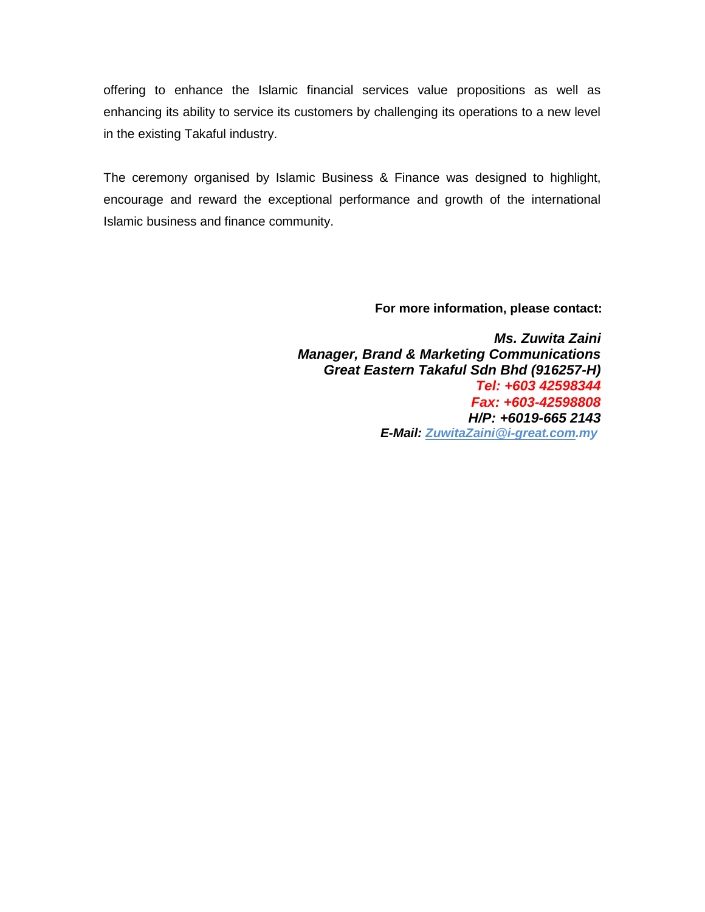offering to enhance the Islamic financial services value propositions as well as enhancing its ability to service its customers by challenging its operations to a new level in the existing Takaful industry.

The ceremony organised by Islamic Business & Finance was designed to highlight, encourage and reward the exceptional performance and growth of the international Islamic business and finance community.

**For more information, please contact:**

***Ms. Zuwita Zaini***
***Manager, Brand & Marketing Communications***
***Great Eastern Takaful Sdn Bhd (916257-H)***
***Tel: +603 42598344***
***Fax: +603-42598808***
***H/P: +6019-665 2143***
***E-Mail: ZuwitaZaini@i-great.com.my***